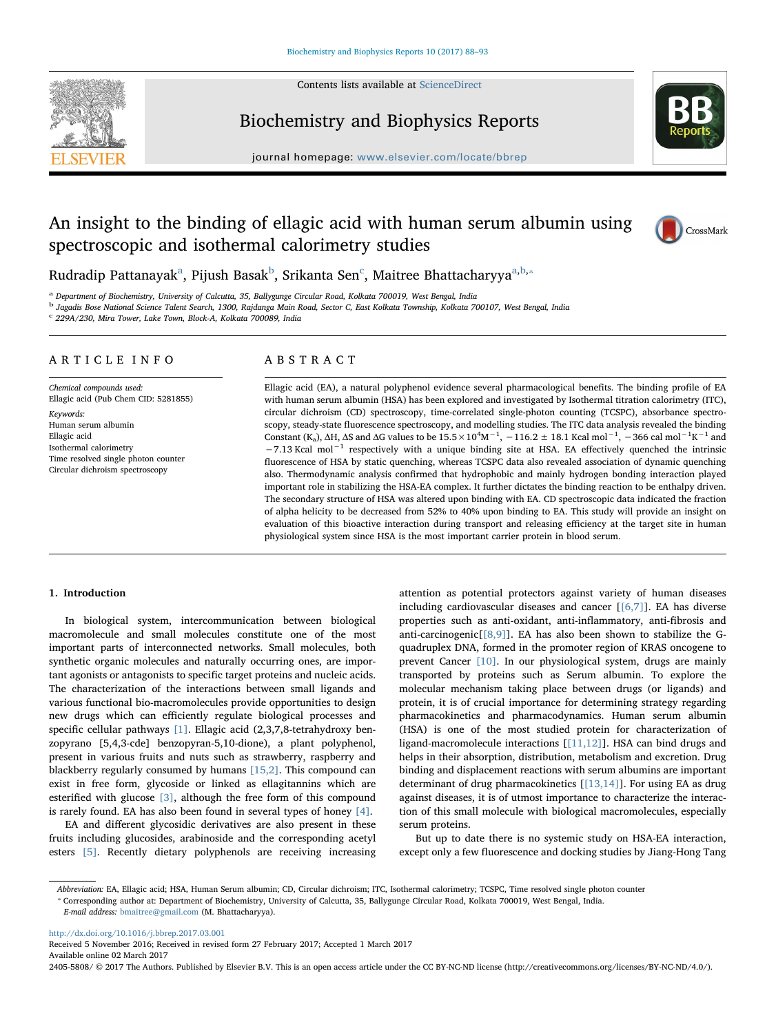# An insight to the binding of ellagic acid with human serum albumin using spectroscopic and isothermal calorimetry studies

Rudradip Pattanayak[a], Pijush Basak[b], Srikanta Sen[c], Maitree Bhattacharyya[a,b,*]

[a] Department of Biochemistry, University of Calcutta, 35, Ballygunge Circular Road, Kolkata 700019, West Bengal, India
[b] Jagadis Bose National Science Talent Search, 1300, Rajdanga Main Road, Sector C, East Kolkata Township, Kolkata 700107, West Bengal, India
[c] 229A/230, Mira Tower, Lake Town, Block-A, Kolkata 700089, India

## ARTICLE INFO

*Chemical compounds used:*
Ellagic acid (Pub Chem CID: 5281855)

*Keywords:*
Human serum albumin
Ellagic acid
Isothermal calorimetry
Time resolved single photon counter
Circular dichroism spectroscopy

## ABSTRACT

Ellagic acid (EA), a natural polyphenol evidence several pharmacological benefits. The binding profile of EA with human serum albumin (HSA) has been explored and investigated by Isothermal titration calorimetry (ITC), circular dichroism (CD) spectroscopy, time-correlated single-photon counting (TCSPC), absorbance spectroscopy, steady-state fluorescence spectroscopy, and modelling studies. The ITC data analysis revealed the binding Constant ($K_a$), ΔH, ΔS and ΔG values to be $15.5\times10^4 M^{-1}$, $-116.2 \pm 18.1$ Kcal $mol^{-1}$, $-366$ cal $mol^{-1}K^{-1}$ and $-7.13$ Kcal $mol^{-1}$ respectively with a unique binding site at HSA. EA effectively quenched the intrinsic fluorescence of HSA by static quenching, whereas TCSPC data also revealed association of dynamic quenching also. Thermodynamic analysis confirmed that hydrophobic and mainly hydrogen bonding interaction played important role in stabilizing the HSA-EA complex. It further dictates the binding reaction to be enthalpy driven. The secondary structure of HSA was altered upon binding with EA. CD spectroscopic data indicated the fraction of alpha helicity to be decreased from 52% to 40% upon binding to EA. This study will provide an insight on evaluation of this bioactive interaction during transport and releasing efficiency at the target site in human physiological system since HSA is the most important carrier protein in blood serum.

## 1. Introduction

In biological system, intercommunication between biological macromolecule and small molecules constitute one of the most important parts of interconnected networks. Small molecules, both synthetic organic molecules and naturally occurring ones, are important agonists or antagonists to specific target proteins and nucleic acids. The characterization of the interactions between small ligands and various functional bio-macromolecules provide opportunities to design new drugs which can efficiently regulate biological processes and specific cellular pathways [1]. Ellagic acid (2,3,7,8-tetrahydroxy benzopyrano [5,4,3-cde] benzopyran-5,10-dione), a plant polyphenol, present in various fruits and nuts such as strawberry, raspberry and blackberry regularly consumed by humans [15,2]. This compound can exist in free form, glycoside or linked as ellagitannins which are esterified with glucose [3], although the free form of this compound is rarely found. EA has also been found in several types of honey [4].

EA and different glycosidic derivatives are also present in these fruits including glucosides, arabinoside and the corresponding acetyl esters [5]. Recently dietary polyphenols are receiving increasing attention as potential protectors against variety of human diseases including cardiovascular diseases and cancer [[6,7]]. EA has diverse properties such as anti-oxidant, anti-inflammatory, anti-fibrosis and anti-carcinogenic[[8,9]]. EA has also been shown to stabilize the G-quadruplex DNA, formed in the promoter region of KRAS oncogene to prevent Cancer [10]. In our physiological system, drugs are mainly transported by proteins such as Serum albumin. To explore the molecular mechanism taking place between drugs (or ligands) and protein, it is of crucial importance for determining strategy regarding pharmacokinetics and pharmacodynamics. Human serum albumin (HSA) is one of the most studied protein for characterization of ligand-macromolecule interactions [[11,12]]. HSA can bind drugs and helps in their absorption, distribution, metabolism and excretion. Drug binding and displacement reactions with serum albumins are important determinant of drug pharmacokinetics [[13,14]]. For using EA as drug against diseases, it is of utmost importance to characterize the interaction of this small molecule with biological macromolecules, especially serum proteins.

But up to date there is no systemic study on HSA-EA interaction, except only a few fluorescence and docking studies by Jiang-Hong Tang

---

*Abbreviation:* EA, Ellagic acid; HSA, Human Serum albumin; CD, Circular dichroism; ITC, Isothermal calorimetry; TCSPC, Time resolved single photon counter

* Corresponding author at: Department of Biochemistry, University of Calcutta, 35, Ballygunge Circular Road, Kolkata 700019, West Bengal, India.
*E-mail address:* bmaitree@gmail.com (M. Bhattacharyya).

http://dx.doi.org/10.1016/j.bbrep.2017.03.001
Received 5 November 2016; Received in revised form 27 February 2017; Accepted 1 March 2017
Available online 02 March 2017
2405-5808/ © 2017 The Authors. Published by Elsevier B.V. This is an open access article under the CC BY-NC-ND license (http://creativecommons.org/licenses/BY-NC-ND/4.0/).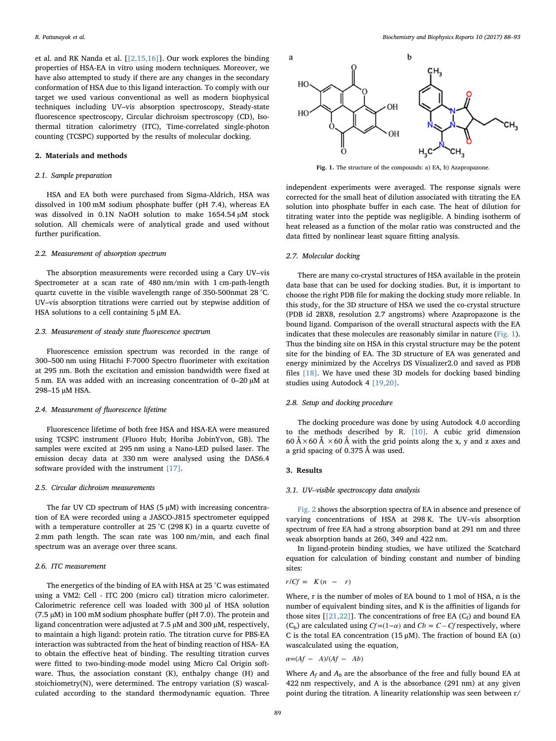et al. and RK Nanda et al. [[2,15,16]]. Our work explores the binding properties of HSA-EA in vitro using modern techniques. Moreover, we have also attempted to study if there are any changes in the secondary conformation of HSA due to this ligand interaction. To comply with our target we used various conventional as well as modern biophysical techniques including UV–vis absorption spectroscopy, Steady-state fluorescence spectroscopy, Circular dichroism spectroscopy (CD), Isothermal titration calorimetry (ITC), Time-correlated single-photon counting (TCSPC) supported by the results of molecular docking.

## 2. Materials and methods

### 2.1. Sample preparation

HSA and EA both were purchased from Sigma-Aldrich, HSA was dissolved in 100 mM sodium phosphate buffer (pH 7.4), whereas EA was dissolved in 0.1N NaOH solution to make 1654.54 μM stock solution. All chemicals were of analytical grade and used without further purification.

### 2.2. Measurement of absorption spectrum

The absorption measurements were recorded using a Cary UV–vis Spectrometer at a scan rate of 480 nm/min with 1 cm-path-length quartz cuvette in the visible wavelength range of 350-500nmat 28 °C. UV–vis absorption titrations were carried out by stepwise addition of HSA solutions to a cell containing 5 μM EA.

### 2.3. Measurement of steady state fluorescence spectrum

Fluorescence emission spectrum was recorded in the range of 300–500 nm using Hitachi F-7000 Spectro fluorimeter with excitation at 295 nm. Both the excitation and emission bandwidth were fixed at 5 nm. EA was added with an increasing concentration of 0–20 μM at 298–15 μM HSA.

### 2.4. Measurement of fluorescence lifetime

Fluorescence lifetime of both free HSA and HSA-EA were measured using TCSPC instrument (Fluoro Hub; Horiba JobinYvon, GB). The samples were excited at 295 nm using a Nano-LED pulsed laser. The emission decay data at 330 nm were analysed using the DAS6.4 software provided with the instrument [17].

### 2.5. Circular dichroism measurements

The far UV CD spectrum of HAS (5 μM) with increasing concentration of EA were recorded using a JASCO-J815 spectrometer equipped with a temperature controller at 25 °C (298 K) in a quartz cuvette of 2 mm path length. The scan rate was 100 nm/min, and each final spectrum was an average over three scans.

### 2.6. ITC measurement

The energetics of the binding of EA with HSA at 25 °C was estimated using a VM2: Cell - ITC 200 (micro cal) titration micro calorimeter. Calorimetric reference cell was loaded with 300 μl of HSA solution (7.5 μM) in 100 mM sodium phosphate buffer (pH 7.0). The protein and ligand concentration were adjusted at 7.5 μM and 300 μM, respectively, to maintain a high ligand: protein ratio. The titration curve for PBS-EA interaction was subtracted from the heat of binding reaction of HSA- EA to obtain the effective heat of binding. The resulting titration curves were fitted to two-binding-mode model using Micro Cal Origin software. Thus, the association constant (K), enthalpy change (H) and stoichiometry(N), were determined. The entropy variation (S) wascalculated according to the standard thermodynamic equation. Three independent experiments were averaged. The response signals were corrected for the small heat of dilution associated with titrating the EA solution into phosphate buffer in each case. The heat of dilution for titrating water into the peptide was negligible. A binding isotherm of heat released as a function of the molar ratio was constructed and the data fitted by nonlinear least square fitting analysis.

**Fig. 1.** The structure of the compounds: a) EA, b) Azapropazone.

### 2.7. Molecular docking

There are many co-crystal structures of HSA available in the protein data base that can be used for docking studies. But, it is important to choose the right PDB file for making the docking study more reliable. In this study, for the 3D structure of HSA we used the co-crystal structure (PDB id 2BX8, resolution 2.7 angstroms) where Azapropazone is the bound ligand. Comparison of the overall structural aspects with the EA indicates that these molecules are reasonably similar in nature (Fig. 1). Thus the binding site on HSA in this crystal structure may be the potent site for the binding of EA. The 3D structure of EA was generated and energy minimized by the Accelrys DS Visualizer2.0 and saved as PDB files [18]. We have used these 3D models for docking based binding studies using Autodock 4 [19,20].

### 2.8. Setup and docking procedure

The docking procedure was done by using Autodock 4.0 according to the methods described by R. [10]. A cubic grid dimension 60 Å × 60 Å × 60 Å with the grid points along the x, y and z axes and a grid spacing of 0.375 Å was used.

## 3. Results

### 3.1. UV–visible spectroscopy data analysis

Fig. 2 shows the absorption spectra of EA in absence and presence of varying concentrations of HSA at 298 K. The UV–vis absorption spectrum of free EA had a strong absorption band at 291 nm and three weak absorption bands at 260, 349 and 422 nm.

In ligand-protein binding studies, we have utilized the Scatchard equation for calculation of binding constant and number of binding sites:

$$r/Cf = K(n - r)$$

Where, r is the number of moles of EA bound to 1 mol of HSA, n is the number of equivalent binding sites, and K is the affinities of ligands for those sites [[21,22]]. The concentrations of free EA ($C_f$) and bound EA ($C_b$) are calculated using $Cf = (1-\alpha)$ and $Cb = C - Cf$ respectively, where C is the total EA concentration (15 μM). The fraction of bound EA (α) wascalculated using the equation,

$$\alpha = (Af - A)/(Af - Ab)$$

Where $A_f$ and $A_b$ are the absorbance of the free and fully bound EA at 422 nm respectively, and A is the absorbance (291 nm) at any given point during the titration. A linearity relationship was seen between r/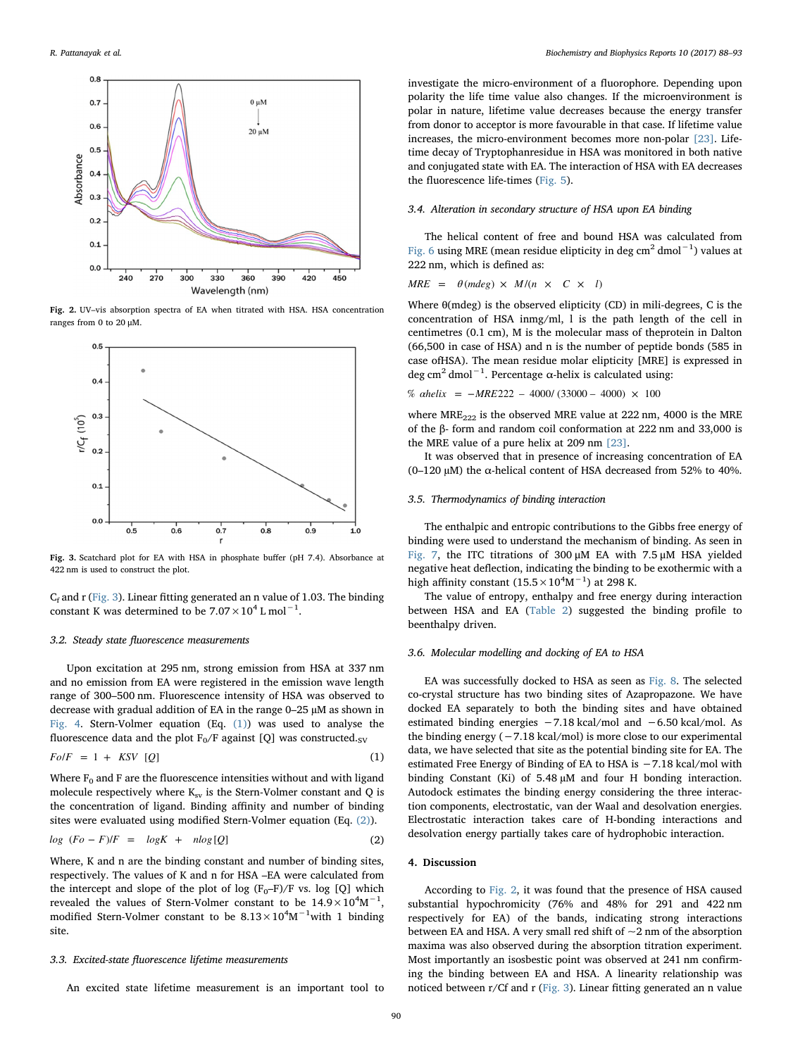Fig. 2. UV–vis absorption spectra of EA when titrated with HSA. HSA concentration ranges from 0 to 20 μM.

Fig. 3. Scatchard plot for EA with HSA in phosphate buffer (pH 7.4). Absorbance at 422 nm is used to construct the plot.

$C_f$ and r (Fig. 3). Linear fitting generated an n value of 1.03. The binding constant K was determined to be $7.07 \times 10^4$ L mol$^{-1}$.

### 3.2. Steady state fluorescence measurements

Upon excitation at 295 nm, strong emission from HSA at 337 nm and no emission from EA were registered in the emission wave length range of 300–500 nm. Fluorescence intensity of HSA was observed to decrease with gradual addition of EA in the range 0–25 μM as shown in Fig. 4. Stern-Volmer equation (Eq. (1)) was used to analyse the fluorescence data and the plot $F_0/F$ against [Q] was constructed.$_{SV}$

$$Fo/F = 1 + KSV\ [Q] \tag{1}$$

Where $F_0$ and F are the fluorescence intensities without and with ligand molecule respectively where $K_{sv}$ is the Stern-Volmer constant and Q is the concentration of ligand. Binding affinity and number of binding sites were evaluated using modified Stern-Volmer equation (Eq. (2)).

$$log\ (Fo - F)/F = logK + nlog[Q] \tag{2}$$

Where, K and n are the binding constant and number of binding sites, respectively. The values of K and n for HSA –EA were calculated from the intercept and slope of the plot of log $(F_0–F)/F$ vs. log [Q] which revealed the values of Stern-Volmer constant to be $14.9 \times 10^4 M^{-1}$, modified Stern-Volmer constant to be $8.13 \times 10^4 M^{-1}$with 1 binding site.

### 3.3. Excited-state fluorescence lifetime measurements

An excited state lifetime measurement is an important tool to investigate the micro-environment of a fluorophore. Depending upon polarity the life time value also changes. If the microenvironment is polar in nature, lifetime value decreases because the energy transfer from donor to acceptor is more favourable in that case. If lifetime value increases, the micro-environment becomes more non-polar [23]. Lifetime decay of Tryptophanresidue in HSA was monitored in both native and conjugated state with EA. The interaction of HSA with EA decreases the fluorescence life-times (Fig. 5).

### 3.4. Alteration in secondary structure of HSA upon EA binding

The helical content of free and bound HSA was calculated from Fig. 6 using MRE (mean residue elipticity in deg cm$^2$ dmol$^{-1}$) values at 222 nm, which is defined as:

$$MRE = \theta(mdeg) \times M/(n \times C \times l)$$

Where θ(mdeg) is the observed elipticity (CD) in mili-degrees, C is the concentration of HSA inmg/ml, l is the path length of the cell in centimetres (0.1 cm), M is the molecular mass of theprotein in Dalton (66,500 in case of HSA) and n is the number of peptide bonds (585 in case ofHSA). The mean residue molar elipticity [MRE] is expressed in deg cm$^2$ dmol$^{-1}$. Percentage α-helix is calculated using:

$$\%\ \alpha helix = -MRE222 - 4000/\ (33000 - 4000) \times 100$$

where $MRE_{222}$ is the observed MRE value at 222 nm, 4000 is the MRE of the β- form and random coil conformation at 222 nm and 33,000 is the MRE value of a pure helix at 209 nm [23].

It was observed that in presence of increasing concentration of EA (0–120 μM) the α-helical content of HSA decreased from 52% to 40%.

### 3.5. Thermodynamics of binding interaction

The enthalpic and entropic contributions to the Gibbs free energy of binding were used to understand the mechanism of binding. As seen in Fig. 7, the ITC titrations of 300 μM EA with 7.5 μM HSA yielded negative heat deflection, indicating the binding to be exothermic with a high affinity constant ($15.5 \times 10^4 M^{-1}$) at 298 K.

The value of entropy, enthalpy and free energy during interaction between HSA and EA (Table 2) suggested the binding profile to beenthalpy driven.

### 3.6. Molecular modelling and docking of EA to HSA

EA was successfully docked to HSA as seen as Fig. 8. The selected co-crystal structure has two binding sites of Azapropazone. We have docked EA separately to both the binding sites and have obtained estimated binding energies −7.18 kcal/mol and −6.50 kcal/mol. As the binding energy (−7.18 kcal/mol) is more close to our experimental data, we have selected that site as the potential binding site for EA. The estimated Free Energy of Binding of EA to HSA is −7.18 kcal/mol with binding Constant (Ki) of 5.48 μM and four H bonding interaction. Autodock estimates the binding energy considering the three interaction components, electrostatic, van der Waal and desolvation energies. Electrostatic interaction takes care of H-bonding interactions and desolvation energy partially takes care of hydrophobic interaction.

## 4. Discussion

According to Fig. 2, it was found that the presence of HSA caused substantial hypochromicity (76% and 48% for 291 and 422 nm respectively for EA) of the bands, indicating strong interactions between EA and HSA. A very small red shift of ~2 nm of the absorption maxima was also observed during the absorption titration experiment. Most importantly an isosbestic point was observed at 241 nm confirming the binding between EA and HSA. A linearity relationship was noticed between r/Cf and r (Fig. 3). Linear fitting generated an n value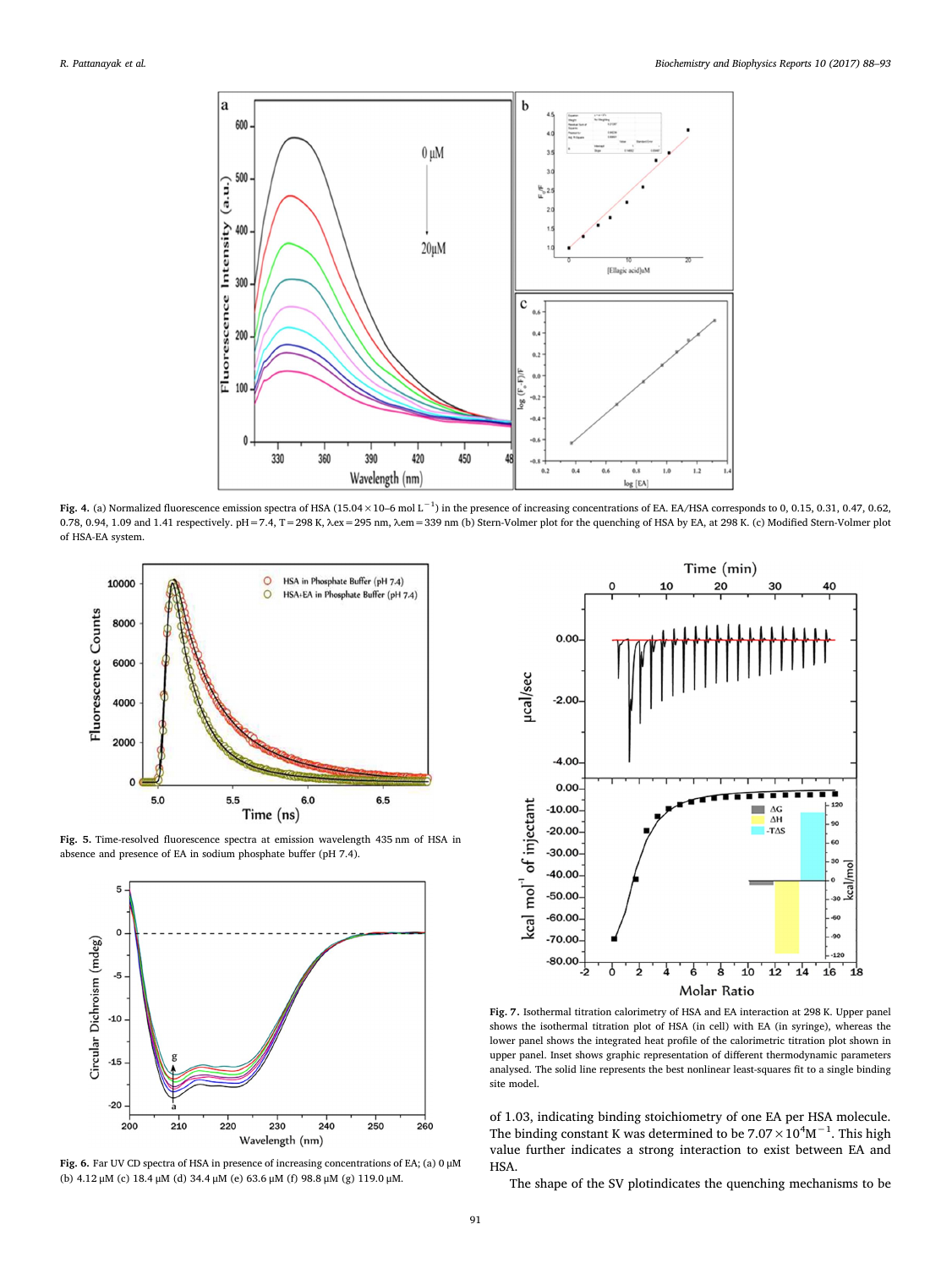**Fig. 4.** (a) Normalized fluorescence emission spectra of HSA ($15.04 \times 10{-}6$ mol $L^{-1}$) in the presence of increasing concentrations of EA. EA/HSA corresponds to 0, 0.15, 0.31, 0.47, 0.62, 0.78, 0.94, 1.09 and 1.41 respectively. pH = 7.4, T = 298 K, $\lambda$ex = 295 nm, $\lambda$em = 339 nm (b) Stern-Volmer plot for the quenching of HSA by EA, at 298 K. (c) Modified Stern-Volmer plot of HSA-EA system.

**Fig. 5.** Time-resolved fluorescence spectra at emission wavelength 435 nm of HSA in absence and presence of EA in sodium phosphate buffer (pH 7.4).

**Fig. 6.** Far UV CD spectra of HSA in presence of increasing concentrations of EA; (a) 0 μM (b) 4.12 μM (c) 18.4 μM (d) 34.4 μM (e) 63.6 μM (f) 98.8 μM (g) 119.0 μM.

**Fig. 7.** Isothermal titration calorimetry of HSA and EA interaction at 298 K. Upper panel shows the isothermal titration plot of HSA (in cell) with EA (in syringe), whereas the lower panel shows the integrated heat profile of the calorimetric titration plot shown in upper panel. Inset shows graphic representation of different thermodynamic parameters analysed. The solid line represents the best nonlinear least-squares fit to a single binding site model.

of 1.03, indicating binding stoichiometry of one EA per HSA molecule. The binding constant K was determined to be $7.07 \times 10^4 M^{-1}$. This high value further indicates a strong interaction to exist between EA and HSA.

The shape of the SV plotindicates the quenching mechanisms to be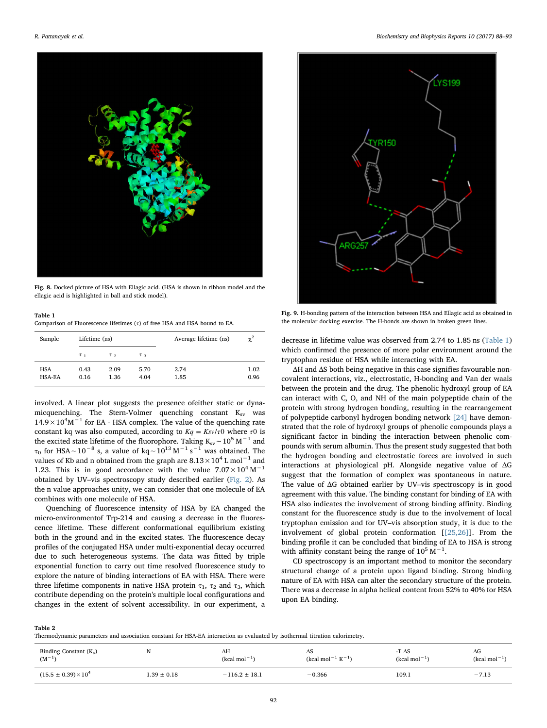Fig. 8. Docked picture of HSA with Ellagic acid. (HSA is shown in ribbon model and the ellagic acid is highlighted in ball and stick model).

**Table 1**
Comparison of Fluorescence lifetimes (τ) of free HSA and HSA bound to EA.

| Sample | Lifetime (ns) | | | Average lifetime (ns) | $\chi^2$ |
|---|---|---|---|---|---|
| | $\tau_1$ | $\tau_2$ | $\tau_3$ | | |
| HSA | 0.43 | 2.09 | 5.70 | 2.74 | 1.02 |
| HSA-EA | 0.16 | 1.36 | 4.04 | 1.85 | 0.96 |

involved. A linear plot suggests the presence ofeither static or dynamicquenching. The Stern-Volmer quenching constant $K_{sv}$ was $14.9 \times 10^4 M^{-1}$ for EA - HSA complex. The value of the quenching rate constant kq was also computed, according to $Kq = Ksv/\tau 0$ where $\tau 0$ is the excited state lifetime of the fluorophore. Taking $K_{sv} \sim 10^5 M^{-1}$ and $\tau_0$ for HSA$\sim 10^{-8}$ s, a value of kq$\sim 10^{13} M^{-1} s^{-1}$ was obtained. The values of Kb and n obtained from the graph are $8.13 \times 10^4$ L mol$^{-1}$ and 1.23. This is in good accordance with the value $7.07 \times 10^4 M^{-1}$ obtained by UV–vis spectroscopy study described earlier (Fig. 2). As the n value approaches unity, we can consider that one molecule of EA combines with one molecule of HSA.

Quenching of fluorescence intensity of HSA by EA changed the micro-environmentof Trp-214 and causing a decrease in the fluorescence lifetime. These different conformational equilibrium existing both in the ground and in the excited states. The fluorescence decay profiles of the conjugated HSA under multi-exponential decay occurred due to such heterogeneous systems. The data was fitted by triple exponential function to carry out time resolved fluorescence study to explore the nature of binding interactions of EA with HSA. There were three lifetime components in native HSA protein $\tau_1$, $\tau_2$ and $\tau_3$, which contribute depending on the protein's multiple local configurations and changes in the extent of solvent accessibility. In our experiment, a decrease in lifetime value was observed from 2.74 to 1.85 ns (Table 1) which confirmed the presence of more polar environment around the tryptophan residue of HSA while interacting with EA.

Fig. 9. H-bonding pattern of the interaction between HSA and Ellagic acid as obtained in the molecular docking exercise. The H-bonds are shown in broken green lines.

ΔH and ΔS both being negative in this case signifies favourable non-covalent interactions, viz., electrostatic, H-bonding and Van der waals between the protein and the drug. The phenolic hydroxyl group of EA can interact with C, O, and NH of the main polypeptide chain of the protein with strong hydrogen bonding, resulting in the rearrangement of polypeptide carbonyl hydrogen bonding network [24] have demonstrated that the role of hydroxyl groups of phenolic compounds plays a significant factor in binding the interaction between phenolic compounds with serum albumin. Thus the present study suggested that both the hydrogen bonding and electrostatic forces are involved in such interactions at physiological pH. Alongside negative value of ΔG suggest that the formation of complex was spontaneous in nature. The value of ΔG obtained earlier by UV–vis spectroscopy is in good agreement with this value. The binding constant for binding of EA with HSA also indicates the involvement of strong binding affinity. Binding constant for the fluorescence study is due to the involvement of local tryptophan emission and for UV–vis absorption study, it is due to the involvement of global protein conformation [[25,26]]. From the binding profile it can be concluded that binding of EA to HSA is strong with affinity constant being the range of $10^5 M^{-1}$.

CD spectroscopy is an important method to monitor the secondary structural change of a protein upon ligand binding. Strong binding nature of EA with HSA can alter the secondary structure of the protein. There was a decrease in alpha helical content from 52% to 40% for HSA upon EA binding.

**Table 2**
Thermodynamic parameters and association constant for HSA-EA interaction as evaluated by isothermal titration calorimetry.

| Binding Constant ($K_a$) ($M^{-1}$) | N | ΔH (kcal mol$^{-1}$) | ΔS (kcal mol$^{-1}$ K$^{-1}$) | -T ΔS (kcal mol$^{-1}$) | ΔG (kcal mol$^{-1}$) |
|---|---|---|---|---|---|
| $(15.5 \pm 0.39) \times 10^4$ | $1.39 \pm 0.18$ | $-116.2 \pm 18.1$ | $-0.366$ | 109.1 | $-7.13$ |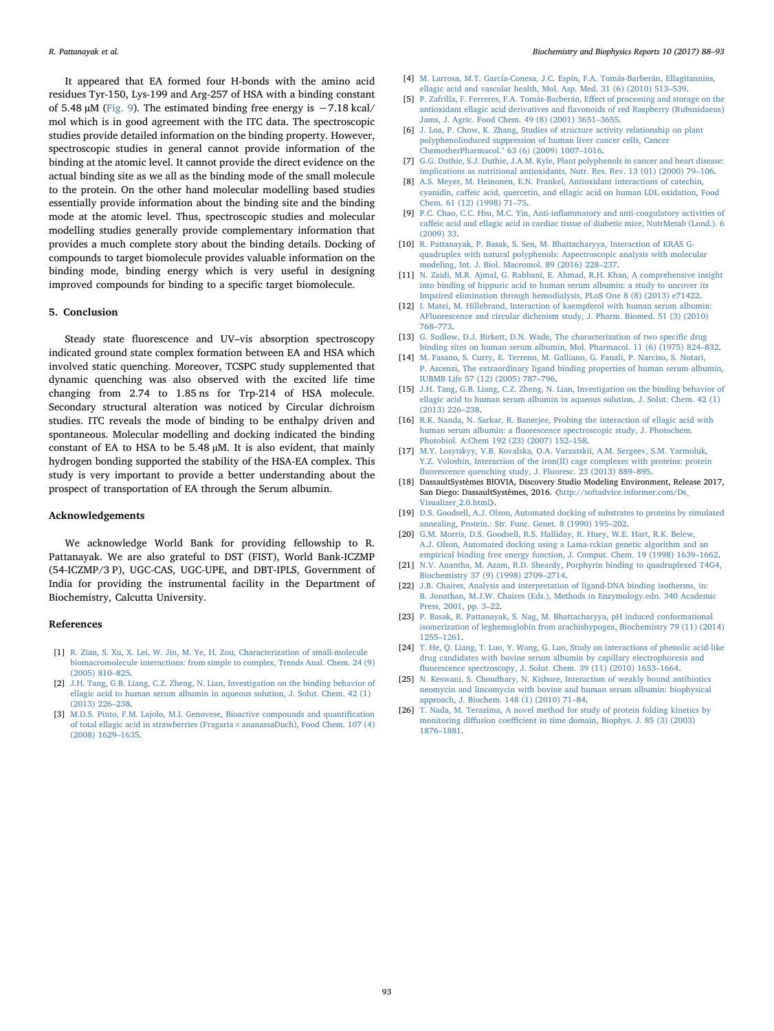It appeared that EA formed four H-bonds with the amino acid residues Tyr-150, Lys-199 and Arg-257 of HSA with a binding constant of 5.48 μM (Fig. 9). The estimated binding free energy is −7.18 kcal/mol which is in good agreement with the ITC data. The spectroscopic studies provide detailed information on the binding property. However, spectroscopic studies in general cannot provide information of the binding at the atomic level. It cannot provide the direct evidence on the actual binding site as we all as the binding mode of the small molecule to the protein. On the other hand molecular modelling based studies essentially provide information about the binding site and the binding mode at the atomic level. Thus, spectroscopic studies and molecular modelling studies generally provide complementary information that provides a much complete story about the binding details. Docking of compounds to target biomolecule provides valuable information on the binding mode, binding energy which is very useful in designing improved compounds for binding to a specific target biomolecule.

## 5. Conclusion

Steady state fluorescence and UV–vis absorption spectroscopy indicated ground state complex formation between EA and HSA which involved static quenching. Moreover, TCSPC study supplemented that dynamic quenching was also observed with the excited life time changing from 2.74 to 1.85 ns for Trp-214 of HSA molecule. Secondary structural alteration was noticed by Circular dichroism studies. ITC reveals the mode of binding to be enthalpy driven and spontaneous. Molecular modelling and docking indicated the binding constant of EA to HSA to be 5.48 μM. It is also evident, that mainly hydrogen bonding supported the stability of the HSA-EA complex. This study is very important to provide a better understanding about the prospect of transportation of EA through the Serum albumin.

## Acknowledgements

We acknowledge World Bank for providing fellowship to R. Pattanayak. We are also grateful to DST (FIST), World Bank-ICZMP (54-ICZMP/3 P), UGC-CAS, UGC-UPE, and DBT-IPLS, Government of India for providing the instrumental facility in the Department of Biochemistry, Calcutta University.

## References

[1] R. Zian, S. Xu, X. Lei, W. Jin, M. Ye, H. Zou, Characterization of small-molecule biomacromolecule interactions: from simple to complex, Trends Anal. Chem. 24 (9) (2005) 810–825.

[2] J.H. Tang, G.B. Liang, C.Z. Zheng, N. Lian, Investigation on the binding behavior of ellagic acid to human serum albumin in aqueous solution, J. Solut. Chem. 42 (1) (2013) 226–238.

[3] M.D.S. Pinto, F.M. Lajolo, M.I. Genovese, Bioactive compounds and quantification of total ellagic acid in strawberries (Fragaria×ananassaDuch), Food Chem. 107 (4) (2008) 1629–1635.

[4] M. Larrosa, M.T. García-Conesa, J.C. Espín, F.A. Tomás-Barberán, Ellagitannins, ellagic acid and vascular health, Mol. Asp. Med. 31 (6) (2010) 513–539.

[5] P. Zafrilla, F. Ferreres, F.A. Tomás-Barberán, Effect of processing and storage on the antioxidant ellagic acid derivatives and flavonoids of red Raspberry (Rubusidaeus) Jams, J. Agric. Food Chem. 49 (8) (2001) 3651–3655.

[6] J. Loa, P. Chow, K. Zhang, Studies of structure activity relationship on plant polyphenolinduced suppression of human liver cancer cells, Cancer ChemotherPharmacol." 63 (6) (2009) 1007–1016.

[7] G.G. Duthie, S.J. Duthie, J.A.M. Kyle, Plant polyphenols in cancer and heart disease: implications as nutritional antioxidants, Nutr. Res. Rev. 13 (01) (2000) 79–106.

[8] A.S. Meyer, M. Heinonen, E.N. Frankel, Antioxidant interactions of catechin, cyanidin, caffeic acid, quercetin, and ellagic acid on human LDL oxidation, Food Chem. 61 (12) (1998) 71–75.

[9] P.C. Chao, C.C. Hsu, M.C. Yin, Anti-inflammatory and anti-coagulatory activities of caffeic acid and ellagic acid in cardiac tissue of diabetic mice, NutrMetab (Lond.). 6 (2009) 33.

[10] R. Pattanayak, P. Basak, S. Sen, M. Bhattacharyya, Interaction of KRAS G-quadruplex with natural polyphenols: Aspectroscopic analysis with molecular modeling, Int. J. Biol. Macromol. 89 (2016) 228–237.

[11] N. Zaidi, M.R. Ajmal, G. Rabbani, E. Ahmad, R.H. Khan, A comprehensive insight into binding of hippuric acid to human serum albumin: a study to uncover its Impaired elimination through hemodialysis, PLoS One 8 (8) (2013) e71422.

[12] I. Matei, M. Hillebrand, Interaction of kaempferol with human serum albumin: AFluorescence and circular dichroism study, J. Pharm. Biomed. 51 (3) (2010) 768–773.

[13] G. Sudlow, D.J. Birkett, D.N. Wade, The characterization of two specific drug binding sites on human serum albumin, Mol. Pharmacol. 11 (6) (1975) 824–832.

[14] M. Fasano, S. Curry, E. Terreno, M. Galliano, G. Fanali, P. Narciso, S. Notari, P. Ascenzi, The extraordinary ligand binding properties of human serum albumin, IUBMB Life 57 (12) (2005) 787–796.

[15] J.H. Tang, G.B. Liang, C.Z. Zheng, N. Lian, Investigation on the binding behavior of ellagic acid to human serum albumin in aqueous solution, J. Solut. Chem. 42 (1) (2013) 226–238.

[16] R.K. Nanda, N. Sarkar, R. Banerjee, Probing the interaction of ellagic acid with human serum albumin: a fluorescence spectroscopic study, J. Photochem. Photobiol. A:Chem 192 (23) (2007) 152–158.

[17] M.Y. Losytskyy, V.B. Kovalska, O.A. Varzatskii, A.M. Sergeev, S.M. Yarmoluk, Y.Z. Voloshin, Interaction of the iron(II) cage complexes with proteins: protein fluorescence quenching study, J. Fluoresc. 23 (2013) 889–895.

[18] DassaultSystèmes BIOVIA, Discovery Studio Modeling Environment, Release 2017, San Diego: DassaultSystèmes, 2016. 〈http://softadvice.informer.com/Ds_Visualizer_2.0.html〉.

[19] D.S. Goodsell, A.J. Olson, Automated docking of substrates to proteins by simulated annealing, Protein.: Str. Func. Genet. 8 (1990) 195–202.

[20] G.M. Morris, D.S. Goodsell, R.S. Halliday, R. Huey, W.E. Hart, R.K. Belew, A.J. Olson, Automated docking using a Lama-rckian genetic algorithm and an empirical binding free energy function, J. Comput. Chem. 19 (1998) 1639–1662.

[21] N.V. Anantha, M. Azam, R.D. Sheardy, Porphyrin binding to quadruplexed T4G4, Biochemistry 37 (9) (1998) 2709–2714.

[22] J.B. Chaires, Analysis and interpretation of ligand-DNA binding isotherms, in: B. Jonathan, M.J.W. Chaires (Eds.), Methods in Enzymology.edn. 340 Academic Press, 2001, pp. 3–22.

[23] P. Basak, R. Pattanayak, S. Nag, M. Bhattacharyya, pH induced conformational isomerization of leghemoglobin from arachishypogea, Biochemistry 79 (11) (2014) 1255–1261.

[24] T. He, Q. Liang, T. Luo, Y. Wang, G. Luo, Study on interactions of phenolic acid-like drug candidates with bovine serum albumin by capillary electrophoresis and fluorescence spectroscopy, J. Solut. Chem. 39 (11) (2010) 1653–1664.

[25] N. Keswani, S. Choudhary, N. Kishore, Interaction of weakly bound antibiotics neomycin and lincomycin with bovine and human serum albumin: biophysical approach, J. Biochem. 148 (1) (2010) 71–84.

[26] T. Nada, M. Terazima, A novel method for study of protein folding kinetics by monitoring diffusion coefficient in time domain, Biophys. J. 85 (3) (2003) 1876–1881.